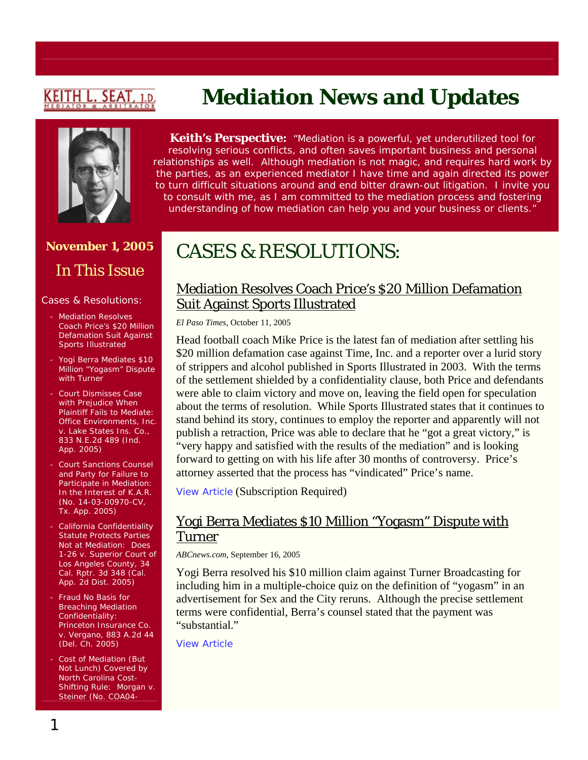KEITH L. SEAT, J.D.
MEDIATOR & ARBITRATOR

# Mediation News and Updates

**Keith's Perspective:** "Mediation is a powerful, yet underutilized tool for resolving serious conflicts, and often saves important business and personal relationships as well. Although mediation is not magic, and requires hard work by the parties, as an experienced mediator I have time and again directed its power to turn difficult situations around and end bitter drawn-out litigation. I invite you to consult with me, as I am committed to the mediation process and fostering understanding of how mediation can help you and your business or clients."

**November 1, 2005**

## In This Issue

Cases & Resolutions:

- Mediation Resolves Coach Price's $20 Million Defamation Suit Against Sports Illustrated
- Yogi Berra Mediates $10 Million "Yogasm" Dispute with Turner
- Court Dismisses Case with Prejudice When Plaintiff Fails to Mediate: Office Environments, Inc. v. Lake States Ins. Co., 833 N.E.2d 489 (Ind. App. 2005)
- Court Sanctions Counsel and Party for Failure to Participate in Mediation: In the Interest of K.A.R. (No. 14-03-00970-CV, Tx. App. 2005)
- California Confidentiality Statute Protects Parties Not at Mediation: Does 1-26 v. Superior Court of Los Angeles County, 34 Cal. Rptr. 3d 348 (Cal. App. 2d Dist. 2005)
- Fraud No Basis for Breaching Mediation Confidentiality: Princeton Insurance Co. v. Vergano, 883 A.2d 44 (Del. Ch. 2005)
- Cost of Mediation (But Not Lunch) Covered by North Carolina Cost-Shifting Rule: Morgan v. Steiner (No. COA04-

# CASES & RESOLUTIONS:

## Mediation Resolves Coach Price's $20 Million Defamation Suit Against Sports Illustrated

*El Paso Times*, October 11, 2005

Head football coach Mike Price is the latest fan of mediation after settling his $20 million defamation case against Time, Inc. and a reporter over a lurid story of strippers and alcohol published in Sports Illustrated in 2003. With the terms of the settlement shielded by a confidentiality clause, both Price and defendants were able to claim victory and move on, leaving the field open for speculation about the terms of resolution. While Sports Illustrated states that it continues to stand behind its story, continues to employ the reporter and apparently will not publish a retraction, Price was able to declare that he "got a great victory," is "very happy and satisfied with the results of the mediation" and is looking forward to getting on with his life after 30 months of controversy. Price's attorney asserted that the process has "vindicated" Price's name.

View Article (Subscription Required)

## Yogi Berra Mediates $10 Million "Yogasm" Dispute with Turner

*ABCnews.com*, September 16, 2005

Yogi Berra resolved his $10 million claim against Turner Broadcasting for including him in a multiple-choice quiz on the definition of "yogasm" in an advertisement for Sex and the City reruns. Although the precise settlement terms were confidential, Berra's counsel stated that the payment was "substantial."

View Article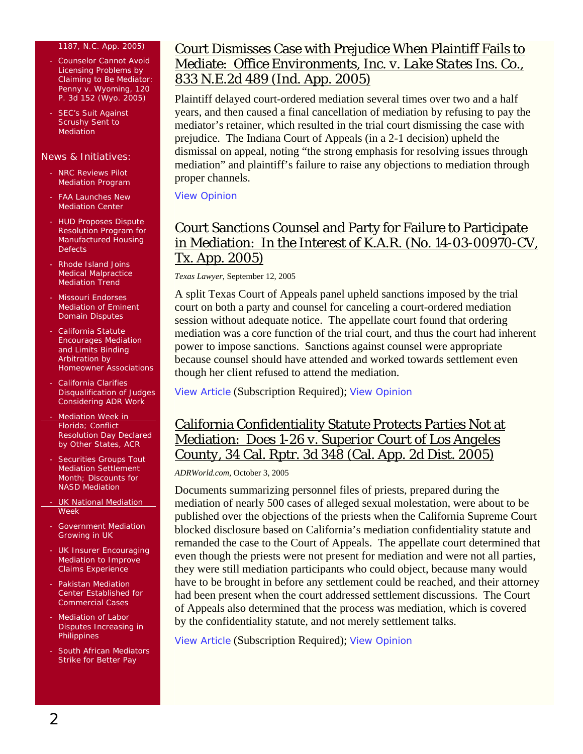- 1187, N.C. App. 2005)
- Counselor Cannot Avoid Licensing Problems by Claiming to Be Mediator: Penny v. Wyoming, 120 P. 3d 152 (Wyo. 2005)
- SEC's Suit Against Scrushy Sent to Mediation

News & Initiatives:

- NRC Reviews Pilot Mediation Program
- FAA Launches New Mediation Center
- HUD Proposes Dispute Resolution Program for Manufactured Housing Defects
- Rhode Island Joins Medical Malpractice Mediation Trend
- Missouri Endorses Mediation of Eminent Domain Disputes
- California Statute Encourages Mediation and Limits Binding Arbitration by Homeowner Associations
- California Clarifies Disqualification of Judges Considering ADR Work
- Mediation Week in Florida; Conflict Resolution Day Declared by Other States, ACR
- Securities Groups Tout Mediation Settlement Month; Discounts for NASD Mediation
- UK National Mediation Week
- Government Mediation Growing in UK
- UK Insurer Encouraging Mediation to Improve Claims Experience
- Pakistan Mediation Center Established for Commercial Cases
- Mediation of Labor Disputes Increasing in Philippines
- South African Mediators Strike for Better Pay

## Court Dismisses Case with Prejudice When Plaintiff Fails to Mediate: Office Environments, Inc. v. *Lake States Ins. Co.*, 833 N.E.2d 489 (Ind. App. 2005)

Plaintiff delayed court-ordered mediation several times over two and a half years, and then caused a final cancellation of mediation by refusing to pay the mediator's retainer, which resulted in the trial court dismissing the case with prejudice. The Indiana Court of Appeals (in a 2-1 decision) upheld the dismissal on appeal, noting "the strong emphasis for resolving issues through mediation" and plaintiff's failure to raise any objections to mediation through proper channels.

View Opinion

## Court Sanctions Counsel and Party for Failure to Participate in Mediation: In the Interest of K.A.R. (No. 14-03-00970-CV, Tx. App. 2005)

*Texas Lawyer*, September 12, 2005

A split Texas Court of Appeals panel upheld sanctions imposed by the trial court on both a party and counsel for canceling a court-ordered mediation session without adequate notice. The appellate court found that ordering mediation was a core function of the trial court, and thus the court had inherent power to impose sanctions. Sanctions against counsel were appropriate because counsel should have attended and worked towards settlement even though her client refused to attend the mediation.

View Article (Subscription Required); View Opinion

## California Confidentiality Statute Protects Parties Not at Mediation: Does 1-26 v. Superior Court of Los Angeles County, 34 Cal. Rptr. 3d 348 (Cal. App. 2d Dist. 2005)

*ADRWorld.com*, October 3, 2005

Documents summarizing personnel files of priests, prepared during the mediation of nearly 500 cases of alleged sexual molestation, were about to be published over the objections of the priests when the California Supreme Court blocked disclosure based on California's mediation confidentiality statute and remanded the case to the Court of Appeals. The appellate court determined that even though the priests were not present for mediation and were not all parties, they were still mediation participants who could object, because many would have to be brought in before any settlement could be reached, and their attorney had been present when the court addressed settlement discussions. The Court of Appeals also determined that the process was mediation, which is covered by the confidentiality statute, and not merely settlement talks.

View Article (Subscription Required); View Opinion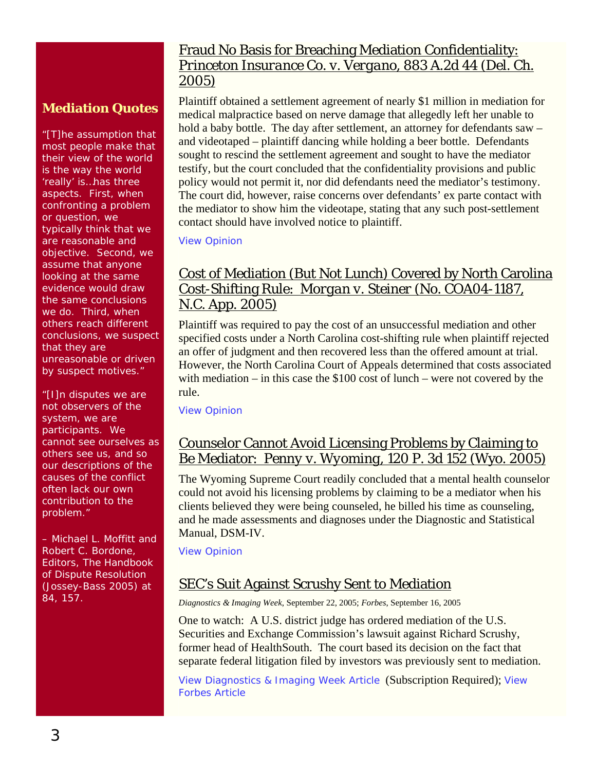## Fraud No Basis for Breaching Mediation Confidentiality: *Princeton Insurance Co. v. Vergano*, 883 A.2d 44 (Del. Ch. 2005)

Plaintiff obtained a settlement agreement of nearly $1 million in mediation for medical malpractice based on nerve damage that allegedly left her unable to hold a baby bottle. The day after settlement, an attorney for defendants saw – and videotaped – plaintiff dancing while holding a beer bottle. Defendants sought to rescind the settlement agreement and sought to have the mediator testify, but the court concluded that the confidentiality provisions and public policy would not permit it, nor did defendants need the mediator's testimony. The court did, however, raise concerns over defendants' ex parte contact with the mediator to show him the videotape, stating that any such post-settlement contact should have involved notice to plaintiff.

View Opinion

## Cost of Mediation (But Not Lunch) Covered by North Carolina Cost-Shifting Rule: *Morgan v. Steiner* (No. COA04-1187, N.C. App. 2005)

Plaintiff was required to pay the cost of an unsuccessful mediation and other specified costs under a North Carolina cost-shifting rule when plaintiff rejected an offer of judgment and then recovered less than the offered amount at trial. However, the North Carolina Court of Appeals determined that costs associated with mediation – in this case the $100 cost of lunch – were not covered by the rule.

View Opinion

## Counselor Cannot Avoid Licensing Problems by Claiming to Be Mediator: *Penny v. Wyoming*, 120 P. 3d 152 (Wyo. 2005)

The Wyoming Supreme Court readily concluded that a mental health counselor could not avoid his licensing problems by claiming to be a mediator when his clients believed they were being counseled, he billed his time as counseling, and he made assessments and diagnoses under the Diagnostic and Statistical Manual, DSM-IV.

View Opinion

## SEC's Suit Against Scrushy Sent to Mediation

*Diagnostics & Imaging Week*, September 22, 2005; *Forbes*, September 16, 2005

One to watch: A U.S. district judge has ordered mediation of the U.S. Securities and Exchange Commission's lawsuit against Richard Scrushy, former head of HealthSouth. The court based its decision on the fact that separate federal litigation filed by investors was previously sent to mediation.

View Diagnostics & Imaging Week Article (Subscription Required); View Forbes Article

### Mediation Quotes

"[T]he assumption that most people make that their view of the world is the way the world 'really' is...has three aspects. First, when confronting a problem or question, we typically think that we are reasonable and objective. Second, we assume that anyone looking at the same evidence would draw the same conclusions we do. Third, when others reach different conclusions, we suspect that they are unreasonable or driven by suspect motives."

"[I]n disputes we are not observers of the system, we are participants. We cannot see ourselves as others see us, and so our descriptions of the causes of the conflict often lack our own contribution to the problem."

– Michael L. Moffitt and Robert C. Bordone, Editors, The Handbook of Dispute Resolution (Jossey-Bass 2005) at 84, 157.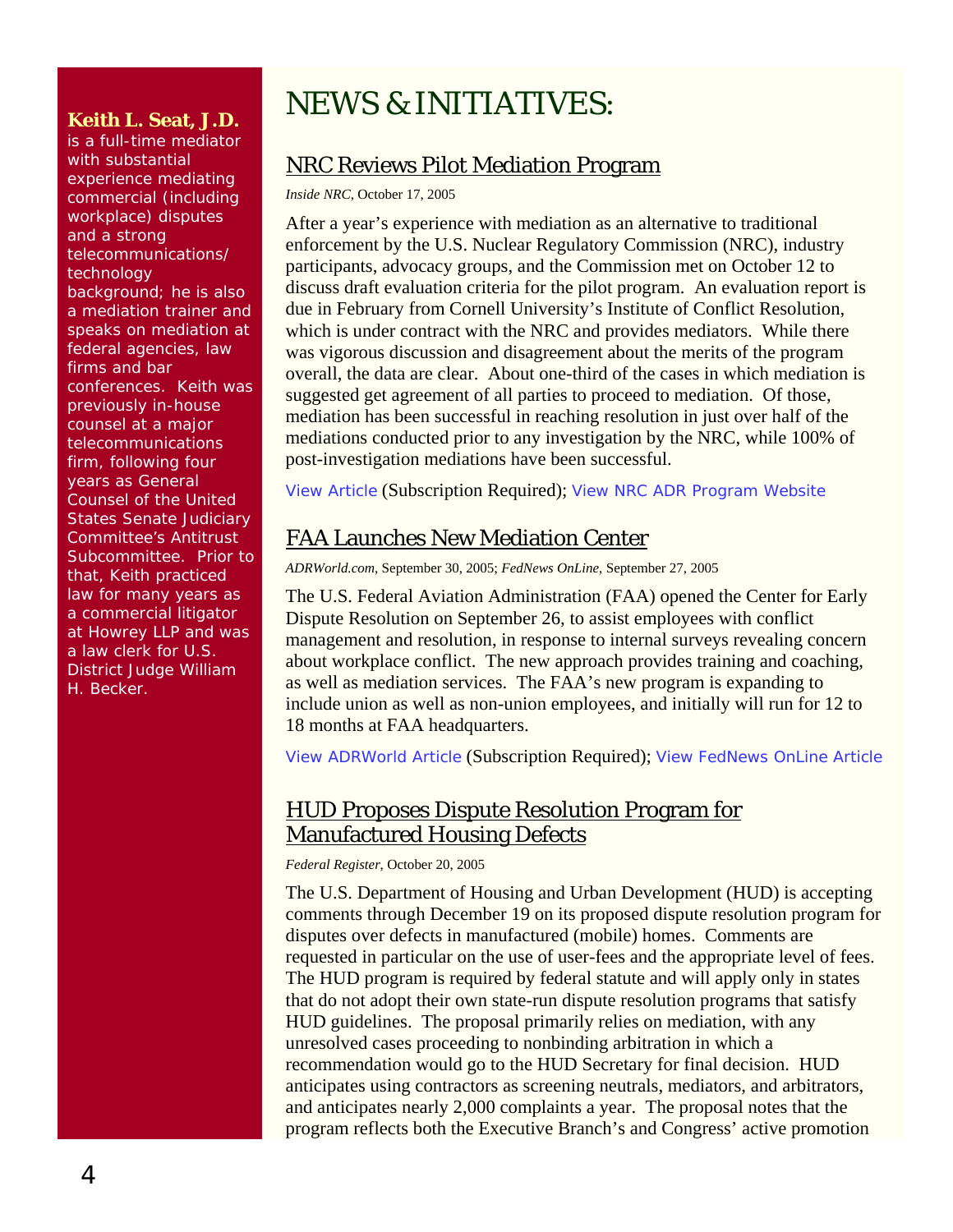**Keith L. Seat, J.D.** is a full-time mediator with substantial experience mediating commercial (including workplace) disputes and a strong telecommunications/ technology background; he is also a mediation trainer and speaks on mediation at federal agencies, law firms and bar conferences. Keith was previously in-house counsel at a major telecommunications firm, following four years as General Counsel of the United States Senate Judiciary Committee's Antitrust Subcommittee. Prior to that, Keith practiced law for many years as a commercial litigator at Howrey LLP and was a law clerk for U.S. District Judge William H. Becker.

# NEWS & INITIATIVES:

## NRC Reviews Pilot Mediation Program

*Inside NRC*, October 17, 2005

After a year's experience with mediation as an alternative to traditional enforcement by the U.S. Nuclear Regulatory Commission (NRC), industry participants, advocacy groups, and the Commission met on October 12 to discuss draft evaluation criteria for the pilot program. An evaluation report is due in February from Cornell University's Institute of Conflict Resolution, which is under contract with the NRC and provides mediators. While there was vigorous discussion and disagreement about the merits of the program overall, the data are clear. About one-third of the cases in which mediation is suggested get agreement of all parties to proceed to mediation. Of those, mediation has been successful in reaching resolution in just over half of the mediations conducted prior to any investigation by the NRC, while 100% of post-investigation mediations have been successful.

View Article (Subscription Required); View NRC ADR Program Website

## FAA Launches New Mediation Center

*ADRWorld.com*, September 30, 2005; *FedNews OnLine*, September 27, 2005

The U.S. Federal Aviation Administration (FAA) opened the Center for Early Dispute Resolution on September 26, to assist employees with conflict management and resolution, in response to internal surveys revealing concern about workplace conflict. The new approach provides training and coaching, as well as mediation services. The FAA's new program is expanding to include union as well as non-union employees, and initially will run for 12 to 18 months at FAA headquarters.

View ADRWorld Article (Subscription Required); View FedNews OnLine Article

## HUD Proposes Dispute Resolution Program for Manufactured Housing Defects

*Federal Register*, October 20, 2005

The U.S. Department of Housing and Urban Development (HUD) is accepting comments through December 19 on its proposed dispute resolution program for disputes over defects in manufactured (mobile) homes. Comments are requested in particular on the use of user-fees and the appropriate level of fees. The HUD program is required by federal statute and will apply only in states that do not adopt their own state-run dispute resolution programs that satisfy HUD guidelines. The proposal primarily relies on mediation, with any unresolved cases proceeding to nonbinding arbitration in which a recommendation would go to the HUD Secretary for final decision. HUD anticipates using contractors as screening neutrals, mediators, and arbitrators, and anticipates nearly 2,000 complaints a year. The proposal notes that the program reflects both the Executive Branch's and Congress' active promotion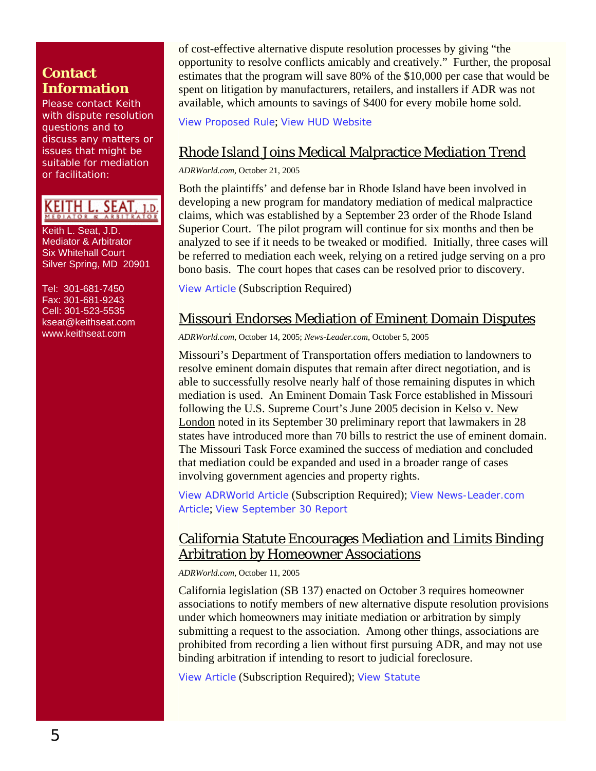## Contact Information

Please contact Keith with dispute resolution questions and to discuss any matters or issues that might be suitable for mediation or facilitation:

KEITH L. SEAT, J.D.
MEDIATOR & ARBITRATOR

Keith L. Seat, J.D.
Mediator & Arbitrator
Six Whitehall Court
Silver Spring, MD 20901

Tel: 301-681-7450
Fax: 301-681-9243
Cell: 301-523-5535
kseat@keithseat.com
www.keithseat.com

of cost-effective alternative dispute resolution processes by giving "the opportunity to resolve conflicts amicably and creatively." Further, the proposal estimates that the program will save 80% of the $10,000 per case that would be spent on litigation by manufacturers, retailers, and installers if ADR was not available, which amounts to savings of $400 for every mobile home sold.

View Proposed Rule; View HUD Website

## Rhode Island Joins Medical Malpractice Mediation Trend

*ADRWorld.com*, October 21, 2005

Both the plaintiffs' and defense bar in Rhode Island have been involved in developing a new program for mandatory mediation of medical malpractice claims, which was established by a September 23 order of the Rhode Island Superior Court. The pilot program will continue for six months and then be analyzed to see if it needs to be tweaked or modified. Initially, three cases will be referred to mediation each week, relying on a retired judge serving on a pro bono basis. The court hopes that cases can be resolved prior to discovery.

View Article (Subscription Required)

## Missouri Endorses Mediation of Eminent Domain Disputes

*ADRWorld.com*, October 14, 2005; *News-Leader.com*, October 5, 2005

Missouri's Department of Transportation offers mediation to landowners to resolve eminent domain disputes that remain after direct negotiation, and is able to successfully resolve nearly half of those remaining disputes in which mediation is used. An Eminent Domain Task Force established in Missouri following the U.S. Supreme Court's June 2005 decision in Kelso v. New London noted in its September 30 preliminary report that lawmakers in 28 states have introduced more than 70 bills to restrict the use of eminent domain. The Missouri Task Force examined the success of mediation and concluded that mediation could be expanded and used in a broader range of cases involving government agencies and property rights.

View ADRWorld Article (Subscription Required); View News-Leader.com Article; View September 30 Report

## California Statute Encourages Mediation and Limits Binding Arbitration by Homeowner Associations

*ADRWorld.com*, October 11, 2005

California legislation (SB 137) enacted on October 3 requires homeowner associations to notify members of new alternative dispute resolution provisions under which homeowners may initiate mediation or arbitration by simply submitting a request to the association. Among other things, associations are prohibited from recording a lien without first pursuing ADR, and may not use binding arbitration if intending to resort to judicial foreclosure.

View Article (Subscription Required); View Statute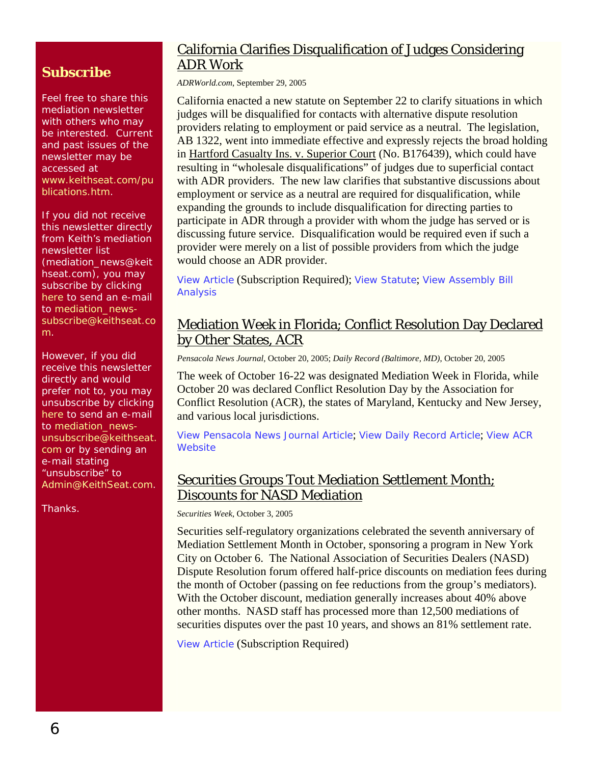## Subscribe

Feel free to share this mediation newsletter with others who may be interested. Current and past issues of the newsletter may be accessed at www.keithseat.com/publications.htm.

If you did not receive this newsletter directly from Keith's mediation newsletter list (mediation_news@keithseat.com), you may subscribe by clicking here to send an e-mail to mediation_news-subscribe@keithseat.com.

However, if you did receive this newsletter directly and would prefer not to, you may unsubscribe by clicking here to send an e-mail to mediation_news-unsubscribe@keithseat.com or by sending an e-mail stating "unsubscribe" to Admin@KeithSeat.com.

Thanks.

## California Clarifies Disqualification of Judges Considering ADR Work

*ADRWorld.com*, September 29, 2005

California enacted a new statute on September 22 to clarify situations in which judges will be disqualified for contacts with alternative dispute resolution providers relating to employment or paid service as a neutral. The legislation, AB 1322, went into immediate effective and expressly rejects the broad holding in Hartford Casualty Ins. v. Superior Court (No. B176439), which could have resulting in "wholesale disqualifications" of judges due to superficial contact with ADR providers. The new law clarifies that substantive discussions about employment or service as a neutral are required for disqualification, while expanding the grounds to include disqualification for directing parties to participate in ADR through a provider with whom the judge has served or is discussing future service. Disqualification would be required even if such a provider were merely on a list of possible providers from which the judge would choose an ADR provider.

View Article (Subscription Required); View Statute; View Assembly Bill Analysis

## Mediation Week in Florida; Conflict Resolution Day Declared by Other States, ACR

*Pensacola News Journal*, October 20, 2005; *Daily Record (Baltimore, MD)*, October 20, 2005

The week of October 16-22 was designated Mediation Week in Florida, while October 20 was declared Conflict Resolution Day by the Association for Conflict Resolution (ACR), the states of Maryland, Kentucky and New Jersey, and various local jurisdictions.

View Pensacola News Journal Article; View Daily Record Article; View ACR Website

## Securities Groups Tout Mediation Settlement Month; Discounts for NASD Mediation

*Securities Week*, October 3, 2005

Securities self-regulatory organizations celebrated the seventh anniversary of Mediation Settlement Month in October, sponsoring a program in New York City on October 6. The National Association of Securities Dealers (NASD) Dispute Resolution forum offered half-price discounts on mediation fees during the month of October (passing on fee reductions from the group's mediators). With the October discount, mediation generally increases about 40% above other months. NASD staff has processed more than 12,500 mediations of securities disputes over the past 10 years, and shows an 81% settlement rate.

View Article (Subscription Required)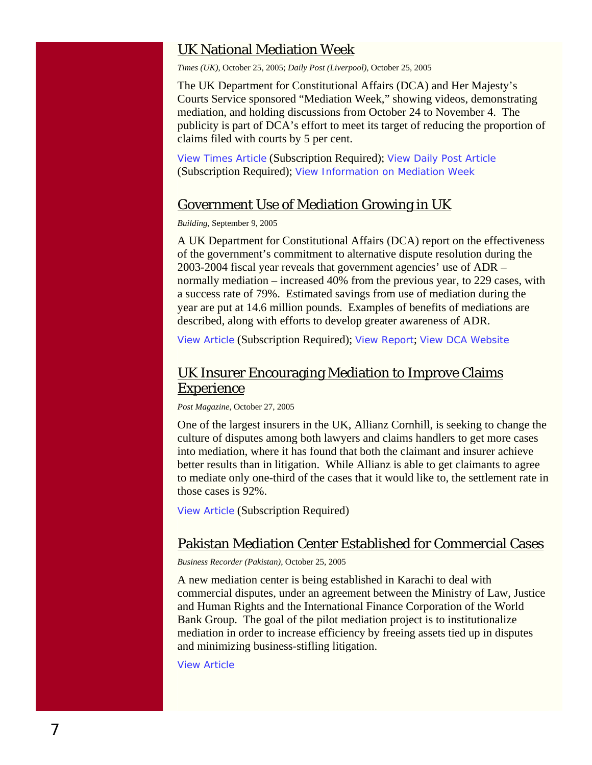## UK National Mediation Week

*Times (UK)*, October 25, 2005; *Daily Post (Liverpool)*, October 25, 2005

The UK Department for Constitutional Affairs (DCA) and Her Majesty's Courts Service sponsored "Mediation Week," showing videos, demonstrating mediation, and holding discussions from October 24 to November 4. The publicity is part of DCA's effort to meet its target of reducing the proportion of claims filed with courts by 5 per cent.

View Times Article (Subscription Required); View Daily Post Article (Subscription Required); View Information on Mediation Week

## Government Use of Mediation Growing in UK

*Building*, September 9, 2005

A UK Department for Constitutional Affairs (DCA) report on the effectiveness of the government's commitment to alternative dispute resolution during the 2003-2004 fiscal year reveals that government agencies' use of ADR – normally mediation – increased 40% from the previous year, to 229 cases, with a success rate of 79%. Estimated savings from use of mediation during the year are put at 14.6 million pounds. Examples of benefits of mediations are described, along with efforts to develop greater awareness of ADR.

View Article (Subscription Required); View Report; View DCA Website

## UK Insurer Encouraging Mediation to Improve Claims Experience

*Post Magazine*, October 27, 2005

One of the largest insurers in the UK, Allianz Cornhill, is seeking to change the culture of disputes among both lawyers and claims handlers to get more cases into mediation, where it has found that both the claimant and insurer achieve better results than in litigation. While Allianz is able to get claimants to agree to mediate only one-third of the cases that it would like to, the settlement rate in those cases is 92%.

View Article (Subscription Required)

## Pakistan Mediation Center Established for Commercial Cases

*Business Recorder (Pakistan)*, October 25, 2005

A new mediation center is being established in Karachi to deal with commercial disputes, under an agreement between the Ministry of Law, Justice and Human Rights and the International Finance Corporation of the World Bank Group. The goal of the pilot mediation project is to institutionalize mediation in order to increase efficiency by freeing assets tied up in disputes and minimizing business-stifling litigation.

View Article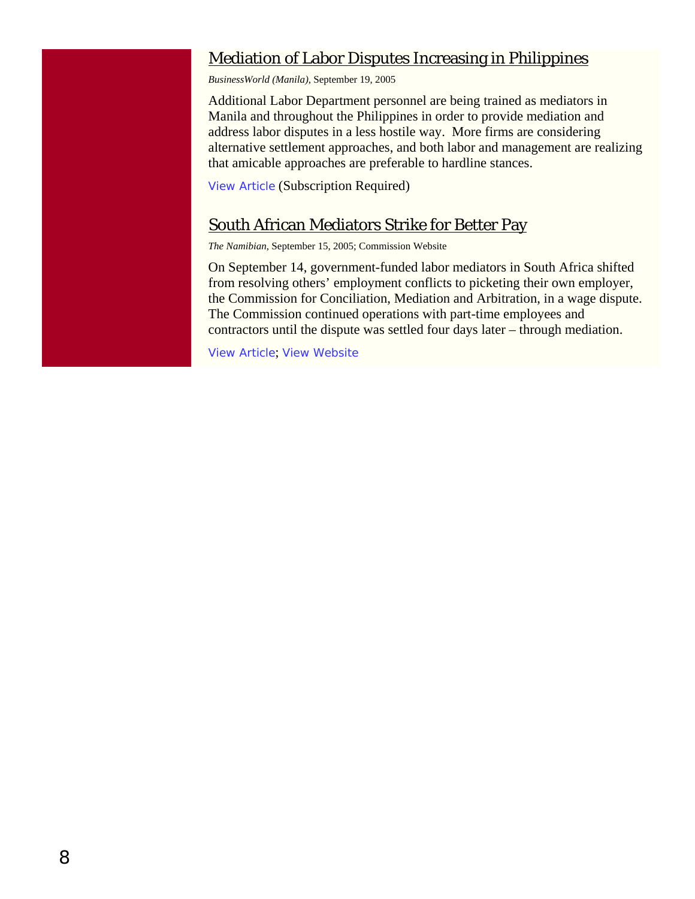## Mediation of Labor Disputes Increasing in Philippines

*BusinessWorld (Manila)*, September 19, 2005

Additional Labor Department personnel are being trained as mediators in Manila and throughout the Philippines in order to provide mediation and address labor disputes in a less hostile way. More firms are considering alternative settlement approaches, and both labor and management are realizing that amicable approaches are preferable to hardline stances.

View Article (Subscription Required)

## South African Mediators Strike for Better Pay

*The Namibian*, September 15, 2005; Commission Website

On September 14, government-funded labor mediators in South Africa shifted from resolving others' employment conflicts to picketing their own employer, the Commission for Conciliation, Mediation and Arbitration, in a wage dispute. The Commission continued operations with part-time employees and contractors until the dispute was settled four days later – through mediation.

View Article; View Website